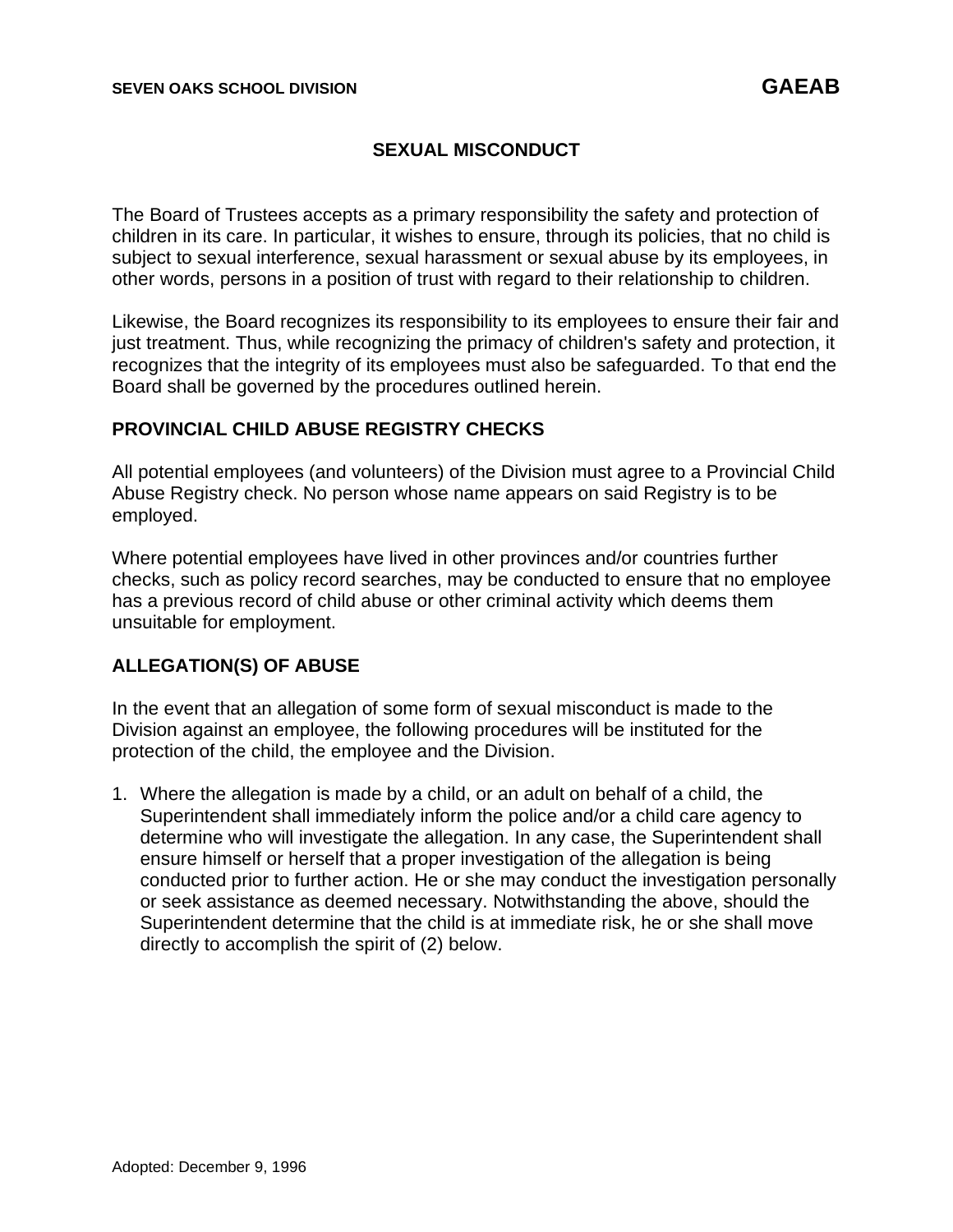SEVEN OAKS SCHOOL DIVISION **GAEAB**

# SEXUAL MISCONDUCT

The Board of Trustees accepts as a primary responsibility the safety and protection of children in its care. In particular, it wishes to ensure, through its policies, that no child is subject to sexual interference, sexual harassment or sexual abuse by its employees, in other words, persons in a position of trust with regard to their relationship to children.

Likewise, the Board recognizes its responsibility to its employees to ensure their fair and just treatment. Thus, while recognizing the primacy of children's safety and protection, it recognizes that the integrity of its employees must also be safeguarded. To that end the Board shall be governed by the procedures outlined herein.

## PROVINCIAL CHILD ABUSE REGISTRY CHECKS

All potential employees (and volunteers) of the Division must agree to a Provincial Child Abuse Registry check. No person whose name appears on said Registry is to be employed.

Where potential employees have lived in other provinces and/or countries further checks, such as policy record searches, may be conducted to ensure that no employee has a previous record of child abuse or other criminal activity which deems them unsuitable for employment.

## ALLEGATION(S) OF ABUSE

In the event that an allegation of some form of sexual misconduct is made to the Division against an employee, the following procedures will be instituted for the protection of the child, the employee and the Division.

1. Where the allegation is made by a child, or an adult on behalf of a child, the Superintendent shall immediately inform the police and/or a child care agency to determine who will investigate the allegation. In any case, the Superintendent shall ensure himself or herself that a proper investigation of the allegation is being conducted prior to further action. He or she may conduct the investigation personally or seek assistance as deemed necessary. Notwithstanding the above, should the Superintendent determine that the child is at immediate risk, he or she shall move directly to accomplish the spirit of (2) below.

Adopted: December 9, 1996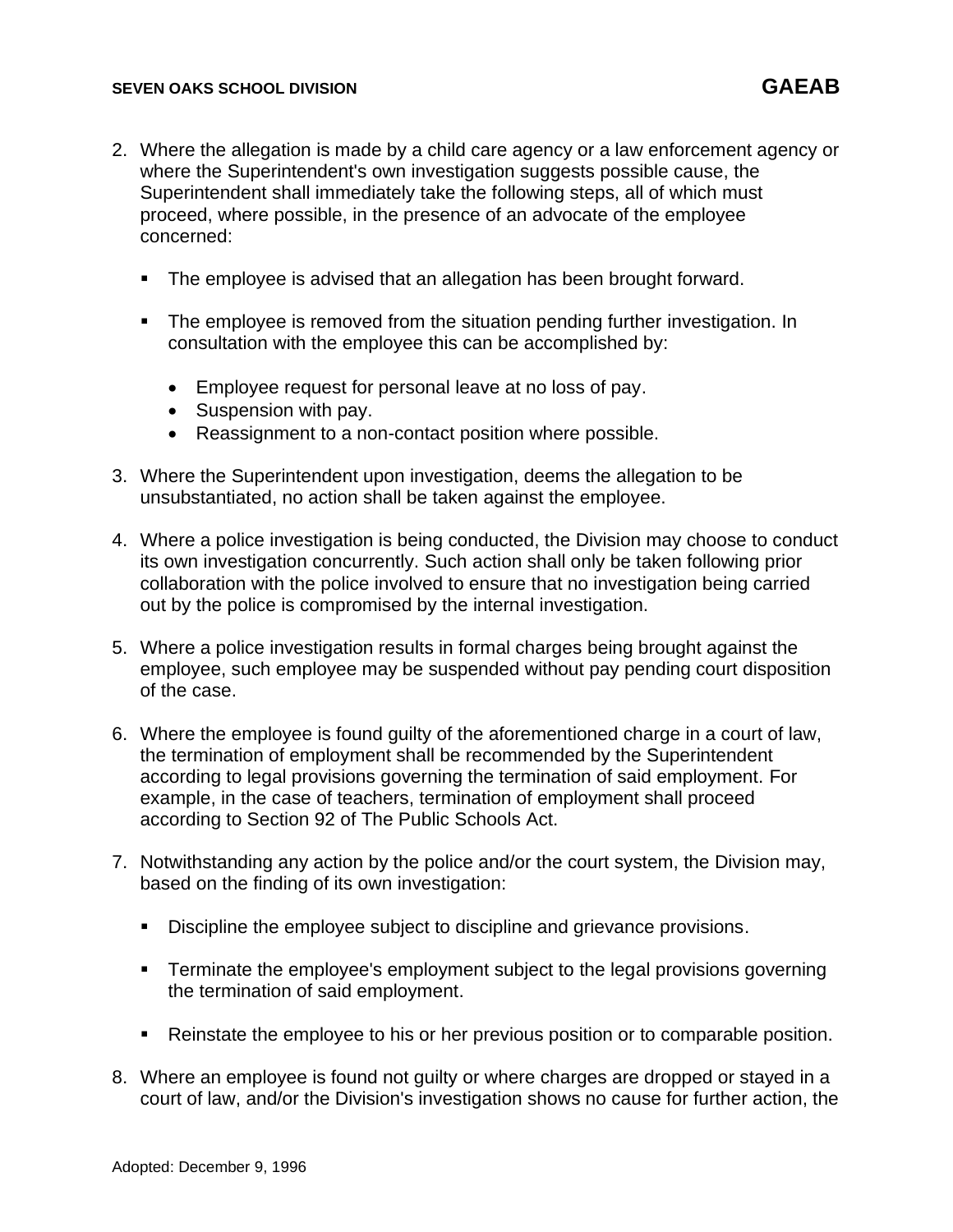2. Where the allegation is made by a child care agency or a law enforcement agency or where the Superintendent's own investigation suggests possible cause, the Superintendent shall immediately take the following steps, all of which must proceed, where possible, in the presence of an advocate of the employee concerned:

   - The employee is advised that an allegation has been brought forward.

   - The employee is removed from the situation pending further investigation. In consultation with the employee this can be accomplished by:

     - Employee request for personal leave at no loss of pay.
     - Suspension with pay.
     - Reassignment to a non-contact position where possible.

3. Where the Superintendent upon investigation, deems the allegation to be unsubstantiated, no action shall be taken against the employee.

4. Where a police investigation is being conducted, the Division may choose to conduct its own investigation concurrently. Such action shall only be taken following prior collaboration with the police involved to ensure that no investigation being carried out by the police is compromised by the internal investigation.

5. Where a police investigation results in formal charges being brought against the employee, such employee may be suspended without pay pending court disposition of the case.

6. Where the employee is found guilty of the aforementioned charge in a court of law, the termination of employment shall be recommended by the Superintendent according to legal provisions governing the termination of said employment. For example, in the case of teachers, termination of employment shall proceed according to Section 92 of The Public Schools Act.

7. Notwithstanding any action by the police and/or the court system, the Division may, based on the finding of its own investigation:

   - Discipline the employee subject to discipline and grievance provisions.

   - Terminate the employee's employment subject to the legal provisions governing the termination of said employment.

   - Reinstate the employee to his or her previous position or to comparable position.

8. Where an employee is found not guilty or where charges are dropped or stayed in a court of law, and/or the Division's investigation shows no cause for further action, the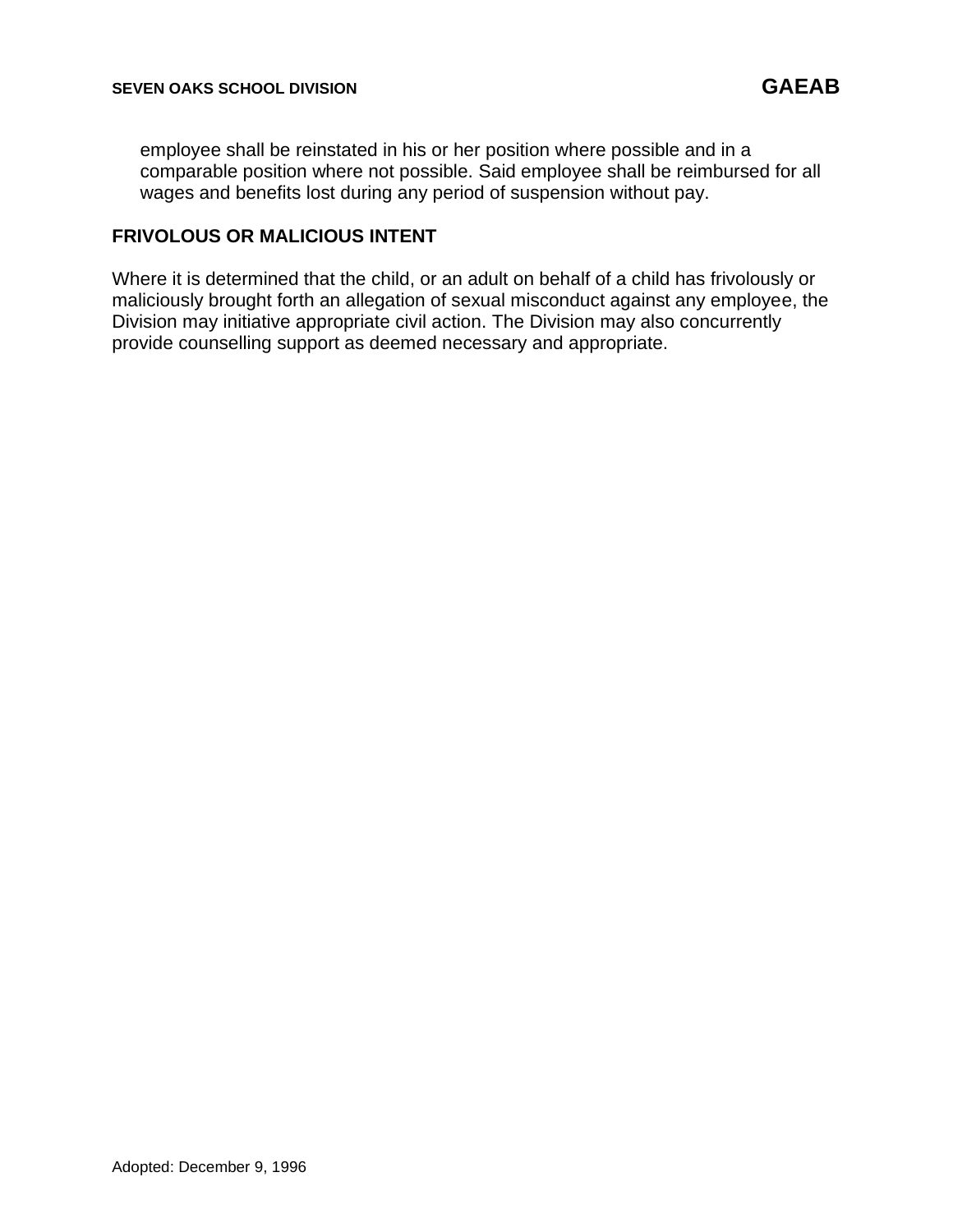employee shall be reinstated in his or her position where possible and in a comparable position where not possible. Said employee shall be reimbursed for all wages and benefits lost during any period of suspension without pay.

## FRIVOLOUS OR MALICIOUS INTENT

Where it is determined that the child, or an adult on behalf of a child has frivolously or maliciously brought forth an allegation of sexual misconduct against any employee, the Division may initiative appropriate civil action. The Division may also concurrently provide counselling support as deemed necessary and appropriate.

Adopted: December 9, 1996